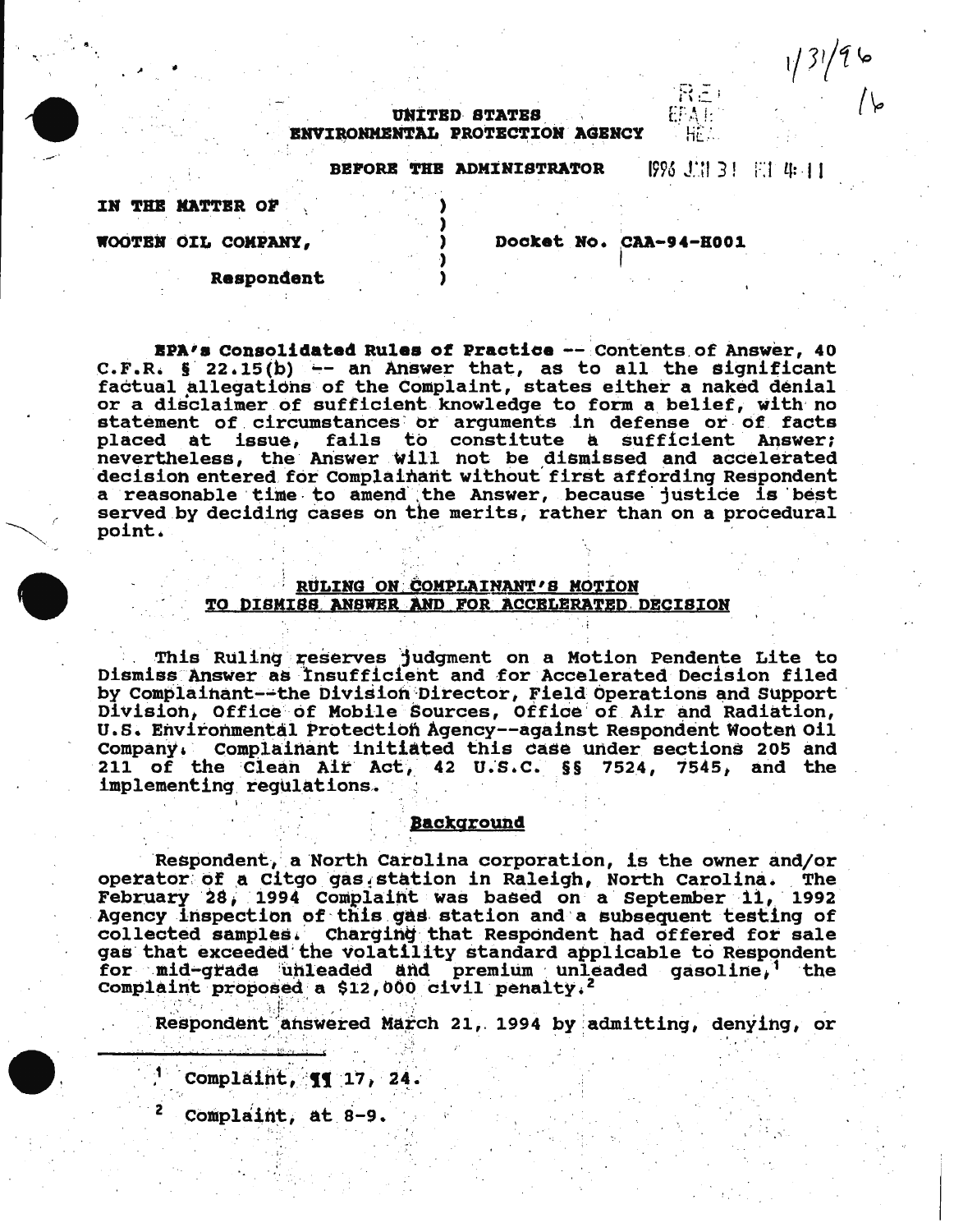UNITED STATES
ENVIRONMENTAL PROTECTION AGENCY

BEFORE THE ADMINISTRATOR

IN THE MATTER OF

WOOTEN OIL COMPANY,

Respondent

Docket No. CAA-94-H001

**EPA's Consolidated Rules of Practice** -- Contents of Answer, 40 C.F.R. § 22.15(b) -- an Answer that, as to all the significant factual allegations of the Complaint, states either a naked denial or a disclaimer of sufficient knowledge to form a belief, with no statement of circumstances or arguments in defense or of facts placed at issue, fails to constitute a sufficient Answer; nevertheless, the Answer will not be dismissed and accelerated decision entered for Complainant without first affording Respondent a reasonable time to amend the Answer, because justice is best served by deciding cases on the merits, rather than on a procedural point.

## RULING ON COMPLAINANT'S MOTION TO DISMISS ANSWER AND FOR ACCELERATED DECISION

This Ruling reserves judgment on a Motion Pendente Lite to Dismiss Answer as Insufficient and for Accelerated Decision filed by Complainant--the Division Director, Field Operations and Support Division, Office of Mobile Sources, Office of Air and Radiation, U.S. Environmental Protection Agency--against Respondent Wooten Oil Company. Complainant initiated this case under sections 205 and 211 of the Clean Air Act, 42 U.S.C. §§ 7524, 7545, and the implementing regulations.

### Background

Respondent, a North Carolina corporation, is the owner and/or operator of a Citgo gas station in Raleigh, North Carolina. The February 28, 1994 Complaint was based on a September 11, 1992 Agency inspection of this gas station and a subsequent testing of collected samples. Charging that Respondent had offered for sale gas that exceeded the volatility standard applicable to Respondent for mid-grade unleaded and premium unleaded gasoline,[1] the Complaint proposed a $12,000 civil penalty.[2]

Respondent answered March 21, 1994 by admitting, denying, or

[1] Complaint, ¶¶ 17, 24.

[2] Complaint, at 8-9.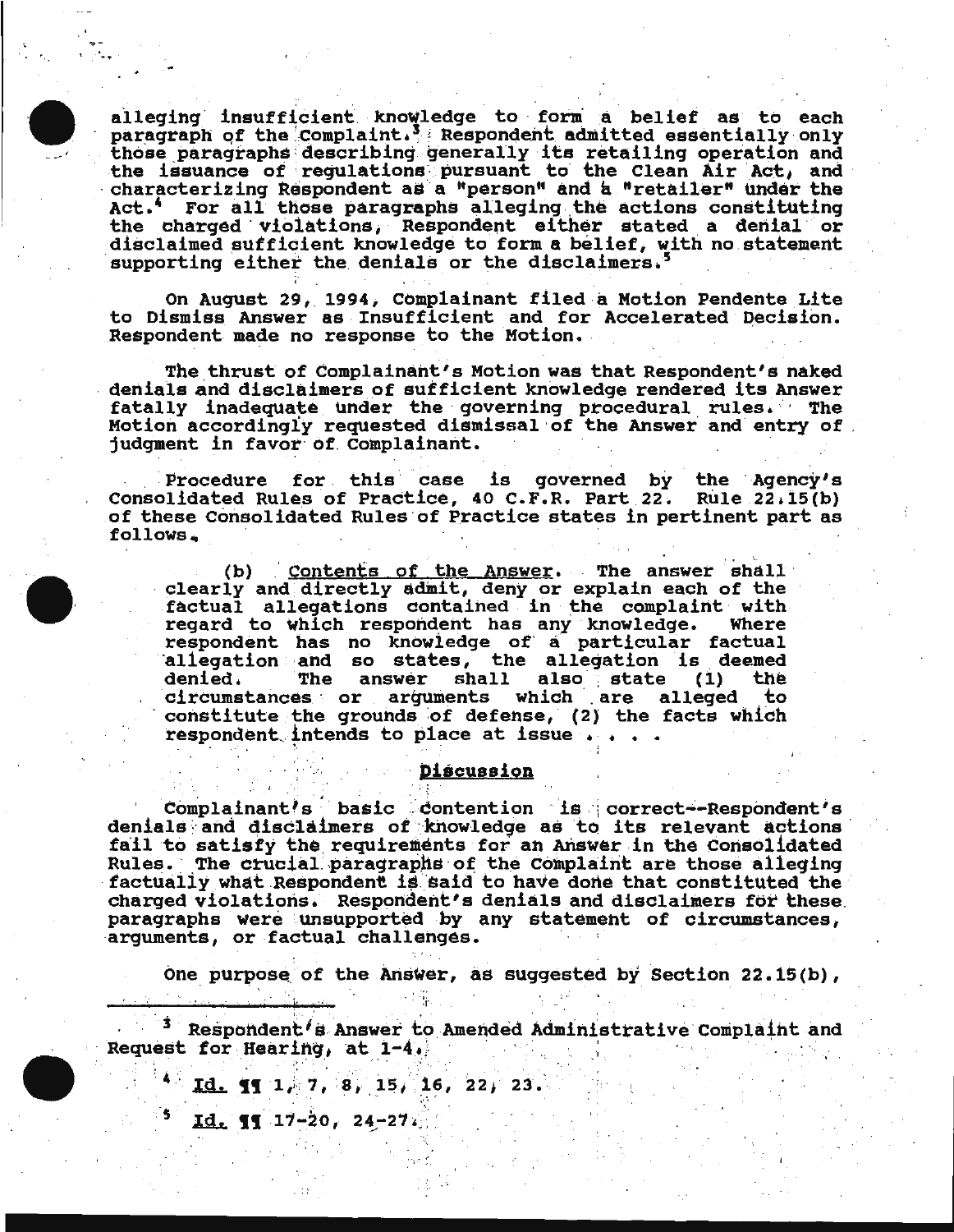alleging insufficient knowledge to form a belief as to each paragraph of the Complaint.[3] Respondent admitted essentially only those paragraphs describing generally its retailing operation and the issuance of regulations pursuant to the Clean Air Act, and characterizing Respondent as a "person" and a "retailer" under the Act.[4] For all those paragraphs alleging the actions constituting the charged violations, Respondent either stated a denial or disclaimed sufficient knowledge to form a belief, with no statement supporting either the denials or the disclaimers.[5]

On August 29, 1994, Complainant filed a Motion Pendente Lite to Dismiss Answer as Insufficient and for Accelerated Decision. Respondent made no response to the Motion.

The thrust of Complainant's Motion was that Respondent's naked denials and disclaimers of sufficient knowledge rendered its Answer fatally inadequate under the governing procedural rules. The Motion accordingly requested dismissal of the Answer and entry of judgment in favor of Complainant.

Procedure for this case is governed by the Agency's Consolidated Rules of Practice, 40 C.F.R. Part 22. Rule 22.15(b) of these Consolidated Rules of Practice states in pertinent part as follows.

> (b) Contents of the Answer. The answer shall clearly and directly admit, deny or explain each of the factual allegations contained in the complaint with regard to which respondent has any knowledge. Where respondent has no knowledge of a particular factual allegation and so states, the allegation is deemed denied. The answer shall also state (1) the circumstances or arguments which are alleged to constitute the grounds of defense, (2) the facts which respondent intends to place at issue . . . .

## Discussion

Complainant's basic contention is correct--Respondent's denials and disclaimers of knowledge as to its relevant actions fail to satisfy the requirements for an Answer in the Consolidated Rules. The crucial paragraphs of the Complaint are those alleging factually what Respondent is said to have done that constituted the charged violations. Respondent's denials and disclaimers for these paragraphs were unsupported by any statement of circumstances, arguments, or factual challenges.

One purpose of the Answer, as suggested by Section 22.15(b),

---

[3] Respondent's Answer to Amended Administrative Complaint and Request for Hearing, at 1-4.

[4] Id. ¶¶ 1, 7, 8, 15, 16, 22, 23.

[5] Id. ¶¶ 17-20, 24-27.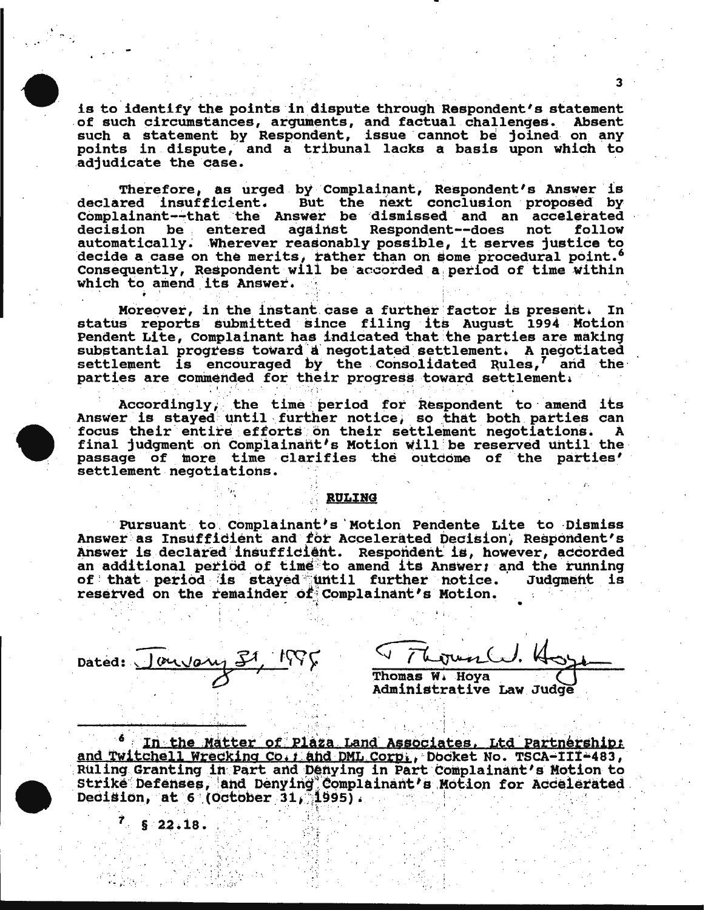is to identify the points in dispute through Respondent's statement of such circumstances, arguments, and factual challenges. Absent such a statement by Respondent, issue cannot be joined on any points in dispute, and a tribunal lacks a basis upon which to adjudicate the case.

Therefore, as urged by Complainant, Respondent's Answer is declared insufficient. But the next conclusion proposed by Complainant--that the Answer be dismissed and an accelerated decision be entered against Respondent--does not follow automatically. Wherever reasonably possible, it serves justice to decide a case on the merits, rather than on some procedural point.[6] Consequently, Respondent will be accorded a period of time within which to amend its Answer.

Moreover, in the instant case a further factor is present. In status reports submitted since filing its August 1994 Motion Pendent Lite, Complainant has indicated that the parties are making substantial progress toward a negotiated settlement. A negotiated settlement is encouraged by the Consolidated Rules,[7] and the parties are commended for their progress toward settlement.

Accordingly, the time period for Respondent to amend its Answer is stayed until further notice, so that both parties can focus their entire efforts on their settlement negotiations. A final judgment on Complainant's Motion will be reserved until the passage of more time clarifies the outcome of the parties' settlement negotiations.

## RULING

Pursuant to Complainant's Motion Pendente Lite to Dismiss Answer as Insufficient and for Accelerated Decision, Respondent's Answer is declared insufficient. Respondent is, however, accorded an additional period of time to amend its Answer; and the running of that period is stayed until further notice. Judgment is reserved on the remainder of Complainant's Motion.

Dated: January 31, 1995

Thomas W. Hoya
Administrative Law Judge

---

[6] In the Matter of Plaza Land Associates, Ltd Partnership; and Twitchell Wrecking Co.; and DML Corp., Docket No. TSCA-III-483, Ruling Granting in Part and Denying in Part Complainant's Motion to Strike Defenses, and Denying Complainant's Motion for Accelerated Decision, at 6 (October 31, 1995).

[7] § 22.18.